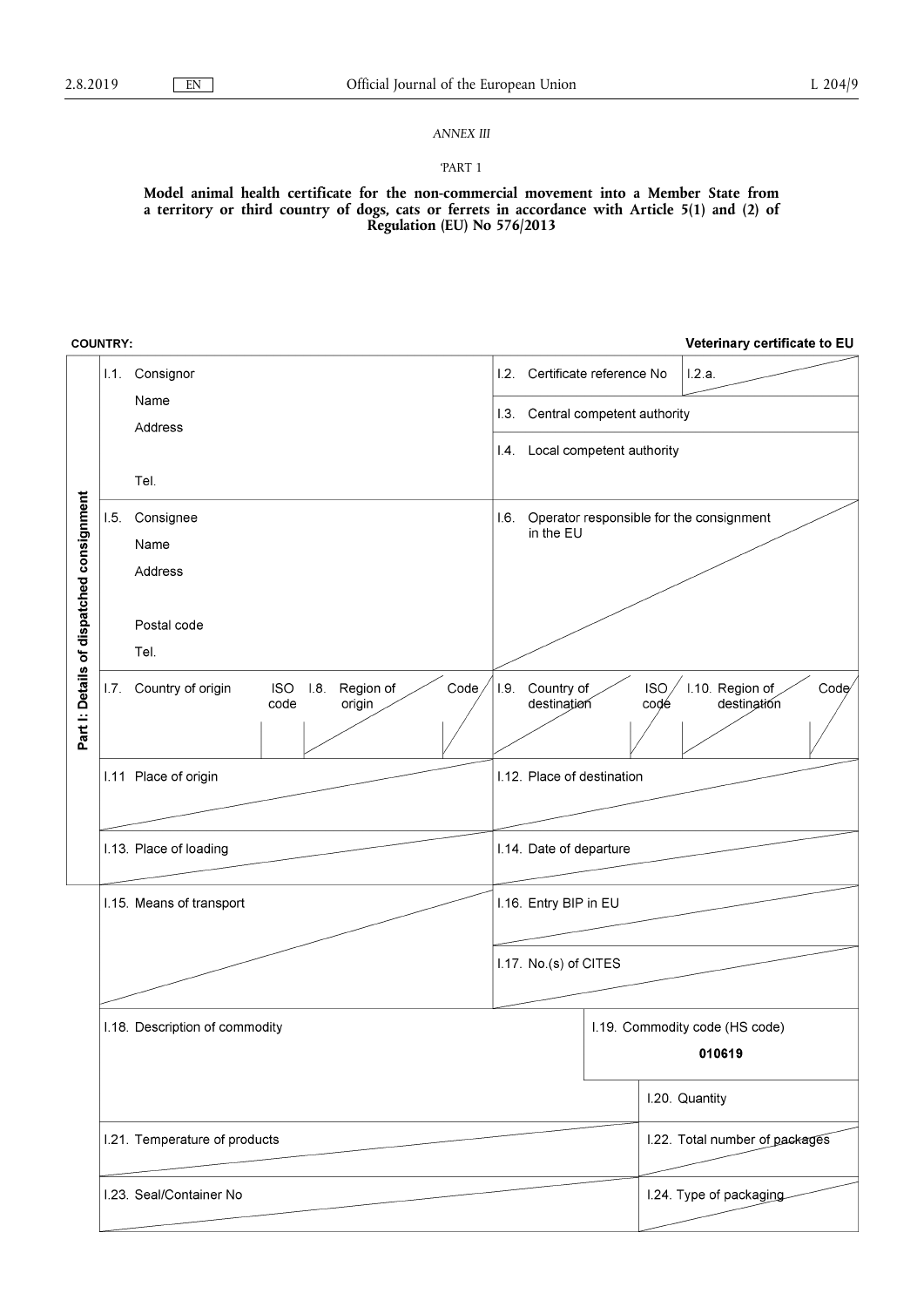*ANNEX III*

'PART 1

**Model animal health certificate for the non-commercial movement into a Member State from a territory or third country of dogs, cats or ferrets in accordance with Article 5(1) and (2) of Regulation (EU) No 576/2013**

**COUNTRY:** | **Veterinary certificate to EU**

**Part I: Details of dispatched consignment**

| | |
|---|---|
| I.1. Consignor<br>Name<br>Address<br><br>Tel. | I.2. Certificate reference No / I.2.a.<br>I.3. Central competent authority<br>I.4. Local competent authority |
| I.5. Consignee<br>Name<br>Address<br><br>Postal code<br>Tel. | I.6. Operator responsible for the consignment in the EU |
| I.7. Country of origin / ISO code / I.8. Region of origin / Code | I.9. Country of destination / ISO code / I.10. Region of destination / Code |
| I.11 Place of origin | I.12. Place of destination |
| I.13. Place of loading | I.14. Date of departure |
| I.15. Means of transport | I.16. Entry BIP in EU<br>I.17. No.(s) of CITES |
| I.18. Description of commodity | I.19. Commodity code (HS code)<br>**010619** |
| | I.20. Quantity |
| I.21. Temperature of products | I.22. Total number of packages |
| I.23. Seal/Container No | I.24. Type of packaging |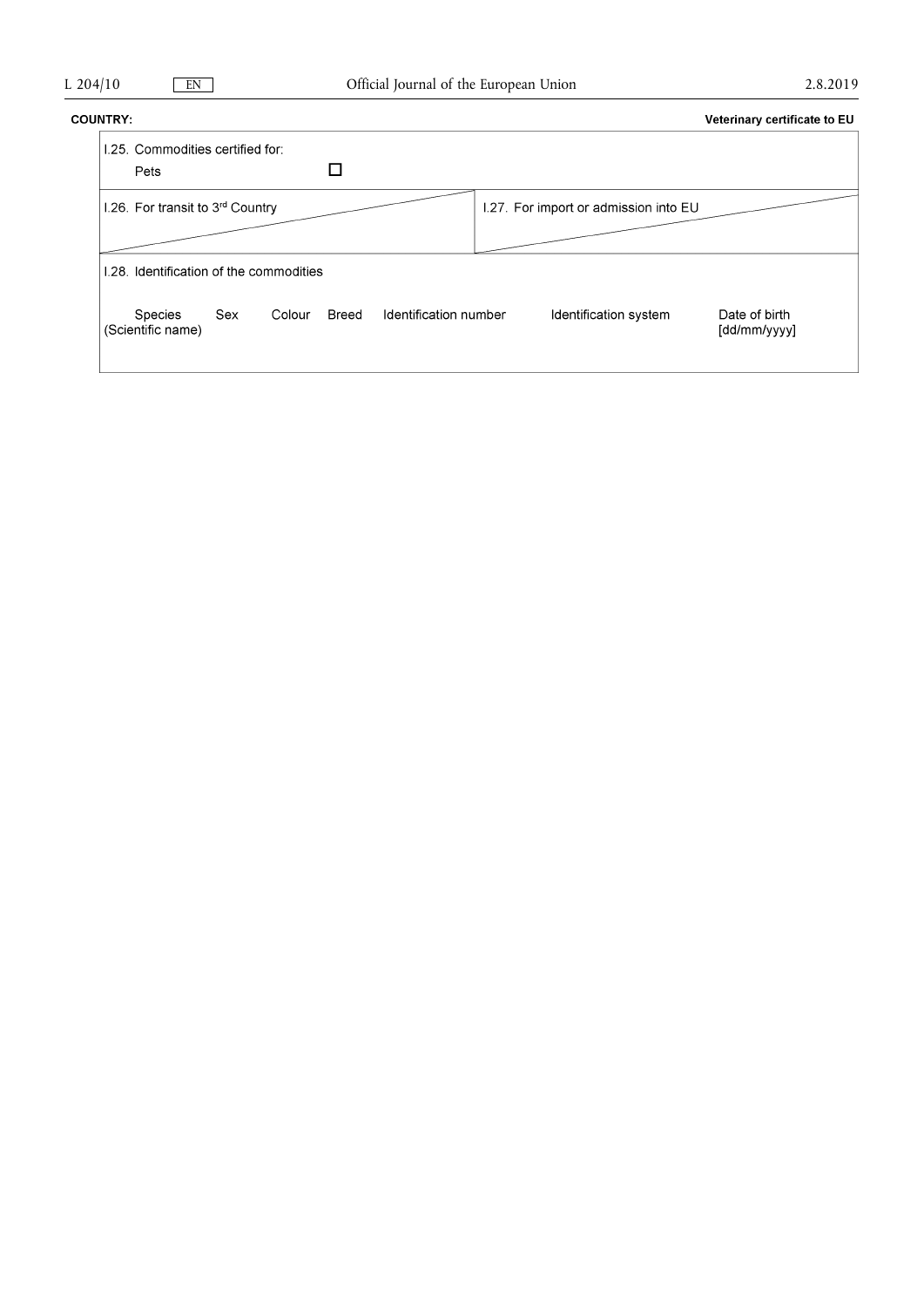**COUNTRY:** **Veterinary certificate to EU**

I.25. Commodities certified for:

Pets ☐

I.26. For transit to 3[rd] Country

I.27. For import or admission into EU

I.28. Identification of the commodities

| Species (Scientific name) | Sex | Colour | Breed | Identification number | Identification system | Date of birth [dd/mm/yyyy] |
| --- | --- | --- | --- | --- | --- | --- |
| | | | | | | |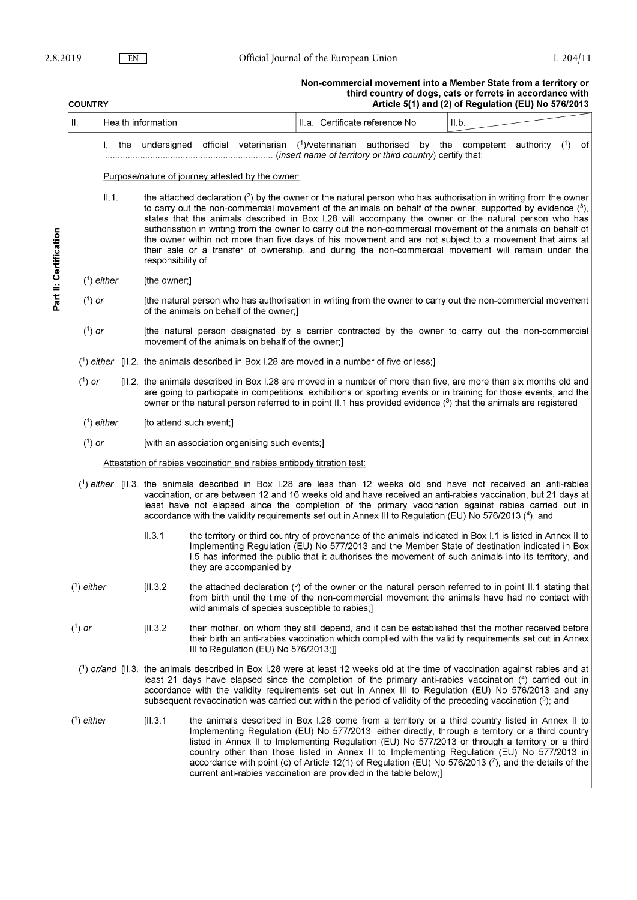**COUNTRY**

**Non-commercial movement into a Member State from a territory or third country of dogs, cats or ferrets in accordance with Article 5(1) and (2) of Regulation (EU) No 576/2013**

**Part II: Certification**

| II. Health information | II.a. Certificate reference No | II.b. |
|---|---|---|

I, the undersigned official veterinarian ([1])/veterinarian authorised by the competent authority ([1]) of ................................................................. (*insert name of territory or third country*) certify that:

Purpose/nature of journey attested by the owner:

II.1. the attached declaration ([2]) by the owner or the natural person who has authorisation in writing from the owner to carry out the non-commercial movement of the animals on behalf of the owner, supported by evidence ([3]), states that the animals described in Box I.28 will accompany the owner or the natural person who has authorisation in writing from the owner to carry out the non-commercial movement of the animals on behalf of the owner within not more than five days of his movement and are not subject to a movement that aims at their sale or a transfer of ownership, and during the non-commercial movement will remain under the responsibility of

([1]) *either* [the owner;]

([1]) *or* [the natural person who has authorisation in writing from the owner to carry out the non-commercial movement of the animals on behalf of the owner;]

([1]) *or* [the natural person designated by a carrier contracted by the owner to carry out the non-commercial movement of the animals on behalf of the owner;]

([1]) *either* [II.2. the animals described in Box I.28 are moved in a number of five or less;]

([1]) *or* [II.2. the animals described in Box I.28 are moved in a number of more than five, are more than six months old and are going to participate in competitions, exhibitions or sporting events or in training for those events, and the owner or the natural person referred to in point II.1 has provided evidence ([3]) that the animals are registered

([1]) *either* [to attend such event;]

([1]) *or* [with an association organising such events;]

Attestation of rabies vaccination and rabies antibody titration test:

([1]) *either* [II.3. the animals described in Box I.28 are less than 12 weeks old and have not received an anti-rabies vaccination, or are between 12 and 16 weeks old and have received an anti-rabies vaccination, but 21 days at least have not elapsed since the completion of the primary vaccination against rabies carried out in accordance with the validity requirements set out in Annex III to Regulation (EU) No 576/2013 ([4]), and

II.3.1 the territory or third country of provenance of the animals indicated in Box I.1 is listed in Annex II to Implementing Regulation (EU) No 577/2013 and the Member State of destination indicated in Box I.5 has informed the public that it authorises the movement of such animals into its territory, and they are accompanied by

([1]) *either* [II.3.2 the attached declaration ([5]) of the owner or the natural person referred to in point II.1 stating that from birth until the time of the non-commercial movement the animals have had no contact with wild animals of species susceptible to rabies;]

([1]) *or* [II.3.2 their mother, on whom they still depend, and it can be established that the mother received before their birth an anti-rabies vaccination which complied with the validity requirements set out in Annex III to Regulation (EU) No 576/2013;]]

([1]) *or/and* [II.3. the animals described in Box I.28 were at least 12 weeks old at the time of vaccination against rabies and at least 21 days have elapsed since the completion of the primary anti-rabies vaccination ([4]) carried out in accordance with the validity requirements set out in Annex III to Regulation (EU) No 576/2013 and any subsequent revaccination was carried out within the period of validity of the preceding vaccination ([6]); and

([1]) *either* [II.3.1 the animals described in Box I.28 come from a territory or a third country listed in Annex II to Implementing Regulation (EU) No 577/2013, either directly, through a territory or a third country listed in Annex II to Implementing Regulation (EU) No 577/2013 or through a territory or a third country other than those listed in Annex II to Implementing Regulation (EU) No 577/2013 in accordance with point (c) of Article 12(1) of Regulation (EU) No 576/2013 ([7]), and the details of the current anti-rabies vaccination are provided in the table below;]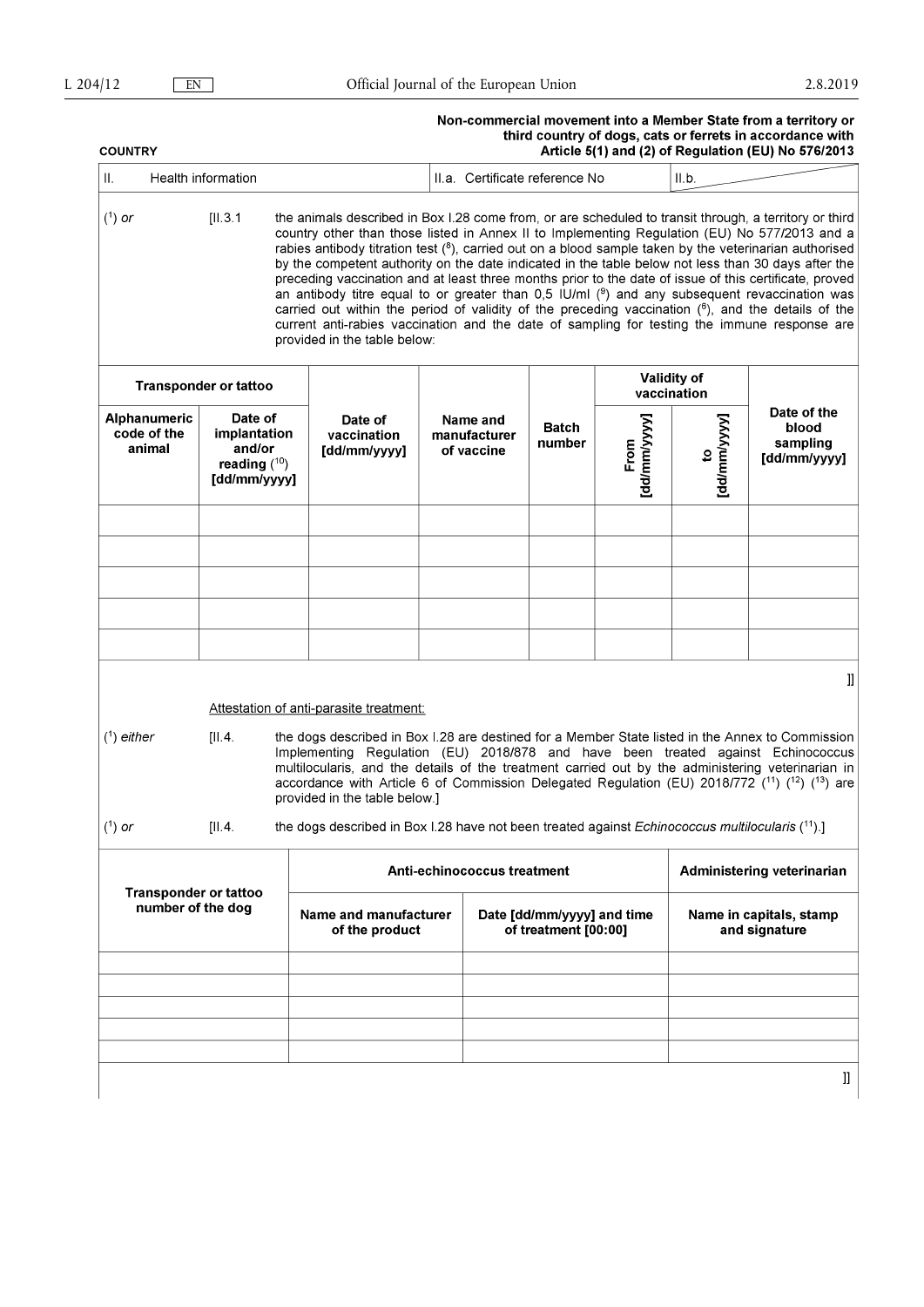**COUNTRY**

**Non-commercial movement into a Member State from a territory or third country of dogs, cats or ferrets in accordance with Article 5(1) and (2) of Regulation (EU) No 576/2013**

| II. Health information | II.a. Certificate reference No | II.b. |
|---|---|---|

(1) *or* [II.3.1 the animals described in Box I.28 come from, or are scheduled to transit through, a territory or third country other than those listed in Annex II to Implementing Regulation (EU) No 577/2013 and a rabies antibody titration test (8), carried out on a blood sample taken by the veterinarian authorised by the competent authority on the date indicated in the table below not less than 30 days after the preceding vaccination and at least three months prior to the date of issue of this certificate, proved an antibody titre equal to or greater than 0,5 IU/ml (9) and any subsequent revaccination was carried out within the period of validity of the preceding vaccination (6), and the details of the current anti-rabies vaccination and the date of sampling for testing the immune response are provided in the table below:

| Transponder or tattoo | | Date of vaccination [dd/mm/yyyy] | Name and manufacturer of vaccine | Batch number | Validity of vaccination | | Date of the blood sampling [dd/mm/yyyy] |
|---|---|---|---|---|---|---|---|
| Alphanumeric code of the animal | Date of implantation and/or reading (10) [dd/mm/yyyy] | | | | From [dd/mm/yyyy] | to [dd/mm/yyyy] | |
| | | | | | | | |
| | | | | | | | |
| | | | | | | | |
| | | | | | | | |
| | | | | | | | |

]]

Attestation of anti-parasite treatment:

(1) *either* [II.4. the dogs described in Box I.28 are destined for a Member State listed in the Annex to Commission Implementing Regulation (EU) 2018/878 and have been treated against Echinococcus multilocularis, and the details of the treatment carried out by the administering veterinarian in accordance with Article 6 of Commission Delegated Regulation (EU) 2018/772 (11) (12) (13) are provided in the table below.]

(1) *or* [II.4. the dogs described in Box I.28 have not been treated against *Echinococcus multilocularis* (11).]

| Transponder or tattoo number of the dog | Anti-echinococcus treatment | | Administering veterinarian |
|---|---|---|---|
| | Name and manufacturer of the product | Date [dd/mm/yyyy] and time of treatment [00:00] | Name in capitals, stamp and signature |
| | | | |
| | | | |
| | | | |
| | | | |
| | | | |

]]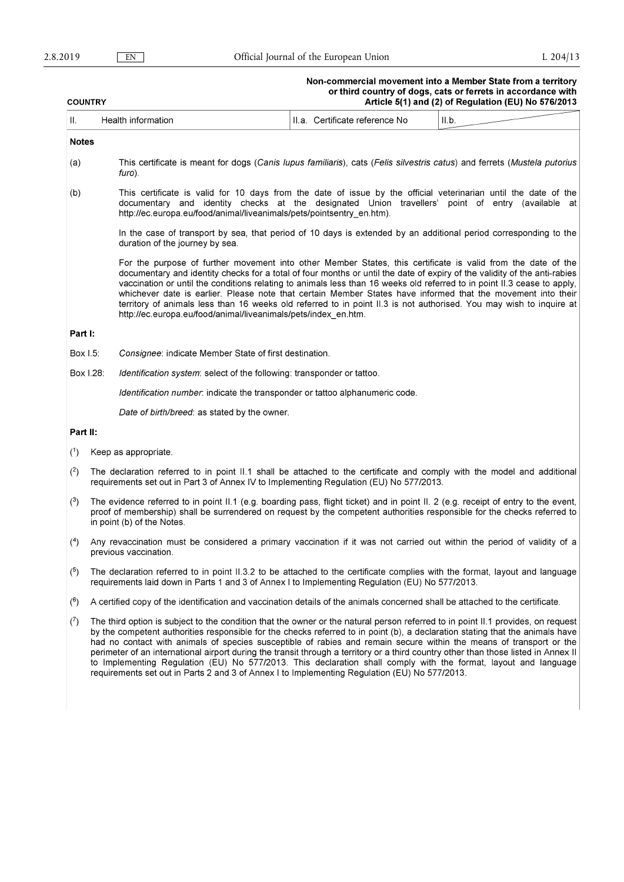**COUNTRY**

**Non-commercial movement into a Member State from a territory or third country of dogs, cats or ferrets in accordance with Article 5(1) and (2) of Regulation (EU) No 576/2013**

| II. | Health information | II.a. Certificate reference No | II.b. |
|---|---|---|---|

**Notes**

(a) This certificate is meant for dogs (*Canis lupus familiaris*), cats (*Felis silvestris catus*) and ferrets (*Mustela putorius furo*).

(b) This certificate is valid for 10 days from the date of issue by the official veterinarian until the date of the documentary and identity checks at the designated Union travellers' point of entry (available at http://ec.europa.eu/food/animal/liveanimals/pets/pointsentry_en.htm).

In the case of transport by sea, that period of 10 days is extended by an additional period corresponding to the duration of the journey by sea.

For the purpose of further movement into other Member States, this certificate is valid from the date of the documentary and identity checks for a total of four months or until the date of expiry of the validity of the anti-rabies vaccination or until the conditions relating to animals less than 16 weeks old referred to in point II.3 cease to apply, whichever date is earlier. Please note that certain Member States have informed that the movement into their territory of animals less than 16 weeks old referred to in point II.3 is not authorised. You may wish to inquire at http://ec.europa.eu/food/animal/liveanimals/pets/index_en.htm.

**Part I:**

Box I.5: *Consignee*: indicate Member State of first destination.

Box I.28: *Identification system*: select of the following: transponder or tattoo.

*Identification number*: indicate the transponder or tattoo alphanumeric code.

*Date of birth/breed*: as stated by the owner.

**Part II:**

(1) Keep as appropriate.

(2) The declaration referred to in point II.1 shall be attached to the certificate and comply with the model and additional requirements set out in Part 3 of Annex IV to Implementing Regulation (EU) No 577/2013.

(3) The evidence referred to in point II.1 (e.g. boarding pass, flight ticket) and in point II. 2 (e.g. receipt of entry to the event, proof of membership) shall be surrendered on request by the competent authorities responsible for the checks referred to in point (b) of the Notes.

(4) Any revaccination must be considered a primary vaccination if it was not carried out within the period of validity of a previous vaccination.

(5) The declaration referred to in point II.3.2 to be attached to the certificate complies with the format, layout and language requirements laid down in Parts 1 and 3 of Annex I to Implementing Regulation (EU) No 577/2013.

(6) A certified copy of the identification and vaccination details of the animals concerned shall be attached to the certificate.

(7) The third option is subject to the condition that the owner or the natural person referred to in point II.1 provides, on request by the competent authorities responsible for the checks referred to in point (b), a declaration stating that the animals have had no contact with animals of species susceptible of rabies and remain secure within the means of transport or the perimeter of an international airport during the transit through a territory or a third country other than those listed in Annex II to Implementing Regulation (EU) No 577/2013. This declaration shall comply with the format, layout and language requirements set out in Parts 2 and 3 of Annex I to Implementing Regulation (EU) No 577/2013.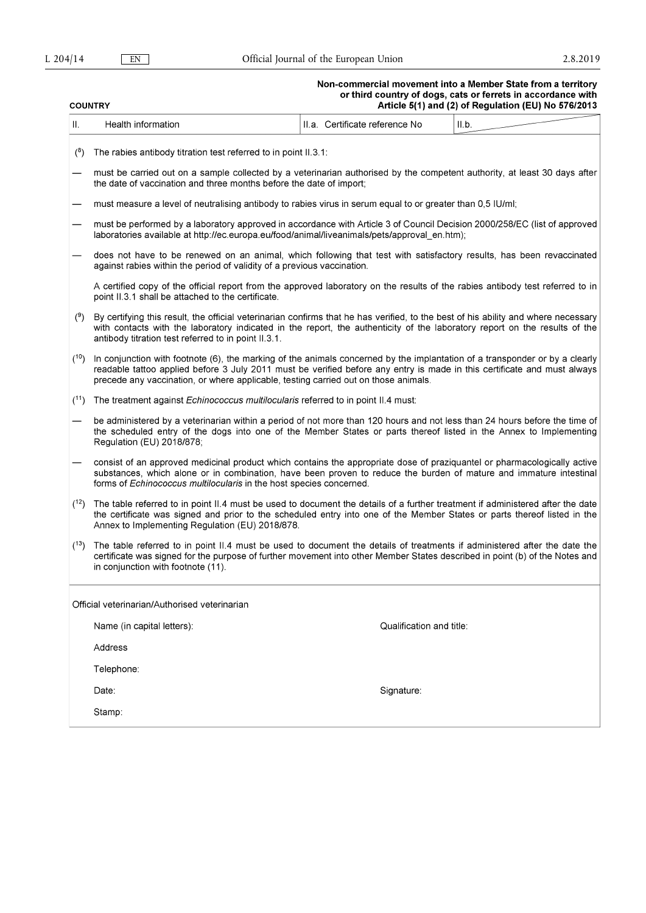**COUNTRY**

**Non-commercial movement into a Member State from a territory or third country of dogs, cats or ferrets in accordance with Article 5(1) and (2) of Regulation (EU) No 576/2013**

| II. | Health information | II.a. Certificate reference No | II.b. |
|---|---|---|---|

(8) The rabies antibody titration test referred to in point II.3.1:

— must be carried out on a sample collected by a veterinarian authorised by the competent authority, at least 30 days after the date of vaccination and three months before the date of import;

— must measure a level of neutralising antibody to rabies virus in serum equal to or greater than 0,5 IU/ml;

— must be performed by a laboratory approved in accordance with Article 3 of Council Decision 2000/258/EC (list of approved laboratories available at http://ec.europa.eu/food/animal/liveanimals/pets/approval_en.htm);

— does not have to be renewed on an animal, which following that test with satisfactory results, has been revaccinated against rabies within the period of validity of a previous vaccination.

A certified copy of the official report from the approved laboratory on the results of the rabies antibody test referred to in point II.3.1 shall be attached to the certificate.

(9) By certifying this result, the official veterinarian confirms that he has verified, to the best of his ability and where necessary with contacts with the laboratory indicated in the report, the authenticity of the laboratory report on the results of the antibody titration test referred to in point II.3.1.

(10) In conjunction with footnote (6), the marking of the animals concerned by the implantation of a transponder or by a clearly readable tattoo applied before 3 July 2011 must be verified before any entry is made in this certificate and must always precede any vaccination, or where applicable, testing carried out on those animals.

(11) The treatment against *Echinococcus multilocularis* referred to in point II.4 must:

— be administered by a veterinarian within a period of not more than 120 hours and not less than 24 hours before the time of the scheduled entry of the dogs into one of the Member States or parts thereof listed in the Annex to Implementing Regulation (EU) 2018/878;

— consist of an approved medicinal product which contains the appropriate dose of praziquantel or pharmacologically active substances, which alone or in combination, have been proven to reduce the burden of mature and immature intestinal forms of *Echinococcus multilocularis* in the host species concerned.

(12) The table referred to in point II.4 must be used to document the details of a further treatment if administered after the date the certificate was signed and prior to the scheduled entry into one of the Member States or parts thereof listed in the Annex to Implementing Regulation (EU) 2018/878.

(13) The table referred to in point II.4 must be used to document the details of treatments if administered after the date the certificate was signed for the purpose of further movement into other Member States described in point (b) of the Notes and in conjunction with footnote (11).

Official veterinarian/Authorised veterinarian

Name (in capital letters): Qualification and title:

Address

Telephone:

Date: Signature:

Stamp: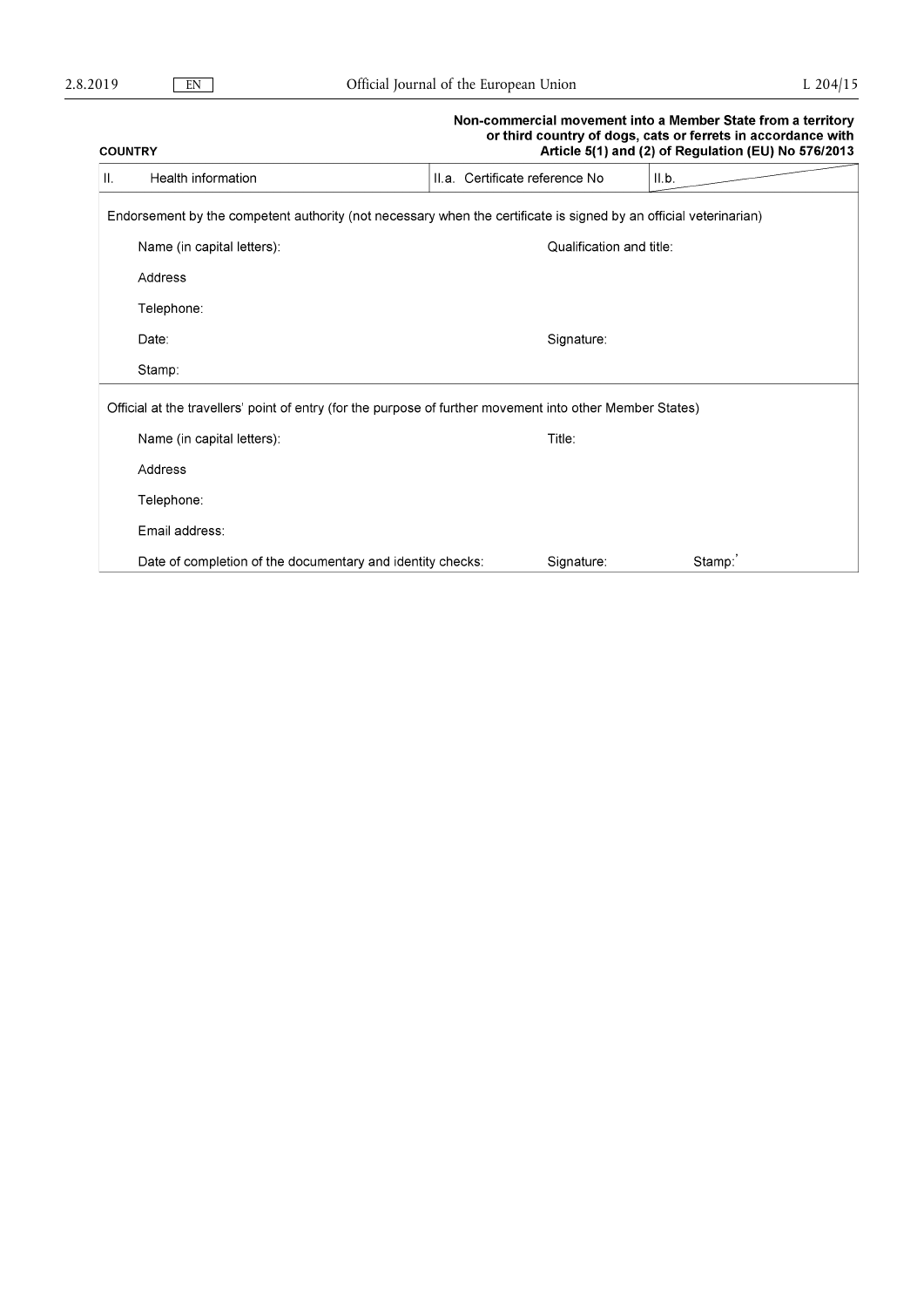**COUNTRY**

**Non-commercial movement into a Member State from a territory or third country of dogs, cats or ferrets in accordance with Article 5(1) and (2) of Regulation (EU) No 576/2013**

| II. Health information | II.a. Certificate reference No | II.b. |
|---|---|---|

Endorsement by the competent authority (not necessary when the certificate is signed by an official veterinarian)

Name (in capital letters): Qualification and title:

Address

Telephone:

Date: Signature:

Stamp:

Official at the travellers' point of entry (for the purpose of further movement into other Member States)

Name (in capital letters): Title:

Address

Telephone:

Email address:

Date of completion of the documentary and identity checks: Signature: Stamp:'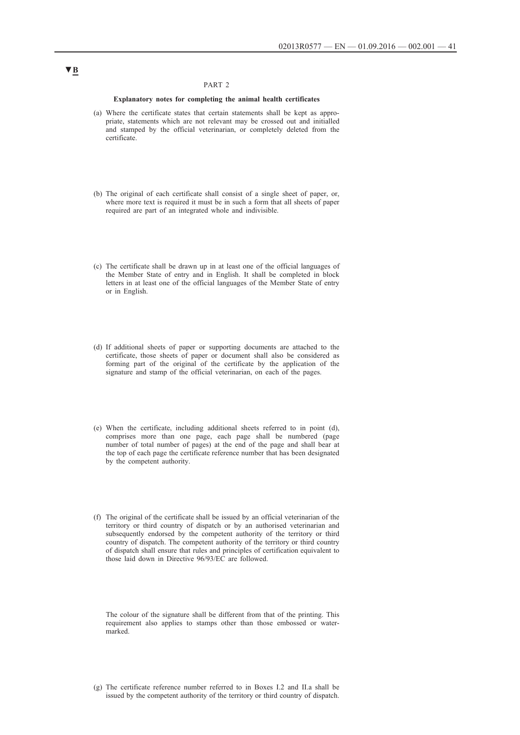▼B

PART 2

**Explanatory notes for completing the animal health certificates**

(a) Where the certificate states that certain statements shall be kept as appropriate, statements which are not relevant may be crossed out and initialled and stamped by the official veterinarian, or completely deleted from the certificate.

(b) The original of each certificate shall consist of a single sheet of paper, or, where more text is required it must be in such a form that all sheets of paper required are part of an integrated whole and indivisible.

(c) The certificate shall be drawn up in at least one of the official languages of the Member State of entry and in English. It shall be completed in block letters in at least one of the official languages of the Member State of entry or in English.

(d) If additional sheets of paper or supporting documents are attached to the certificate, those sheets of paper or document shall also be considered as forming part of the original of the certificate by the application of the signature and stamp of the official veterinarian, on each of the pages.

(e) When the certificate, including additional sheets referred to in point (d), comprises more than one page, each page shall be numbered (page number of total number of pages) at the end of the page and shall bear at the top of each page the certificate reference number that has been designated by the competent authority.

(f) The original of the certificate shall be issued by an official veterinarian of the territory or third country of dispatch or by an authorised veterinarian and subsequently endorsed by the competent authority of the territory or third country of dispatch. The competent authority of the territory or third country of dispatch shall ensure that rules and principles of certification equivalent to those laid down in Directive 96/93/EC are followed.

The colour of the signature shall be different from that of the printing. This requirement also applies to stamps other than those embossed or watermarked.

(g) The certificate reference number referred to in Boxes I.2 and II.a shall be issued by the competent authority of the territory or third country of dispatch.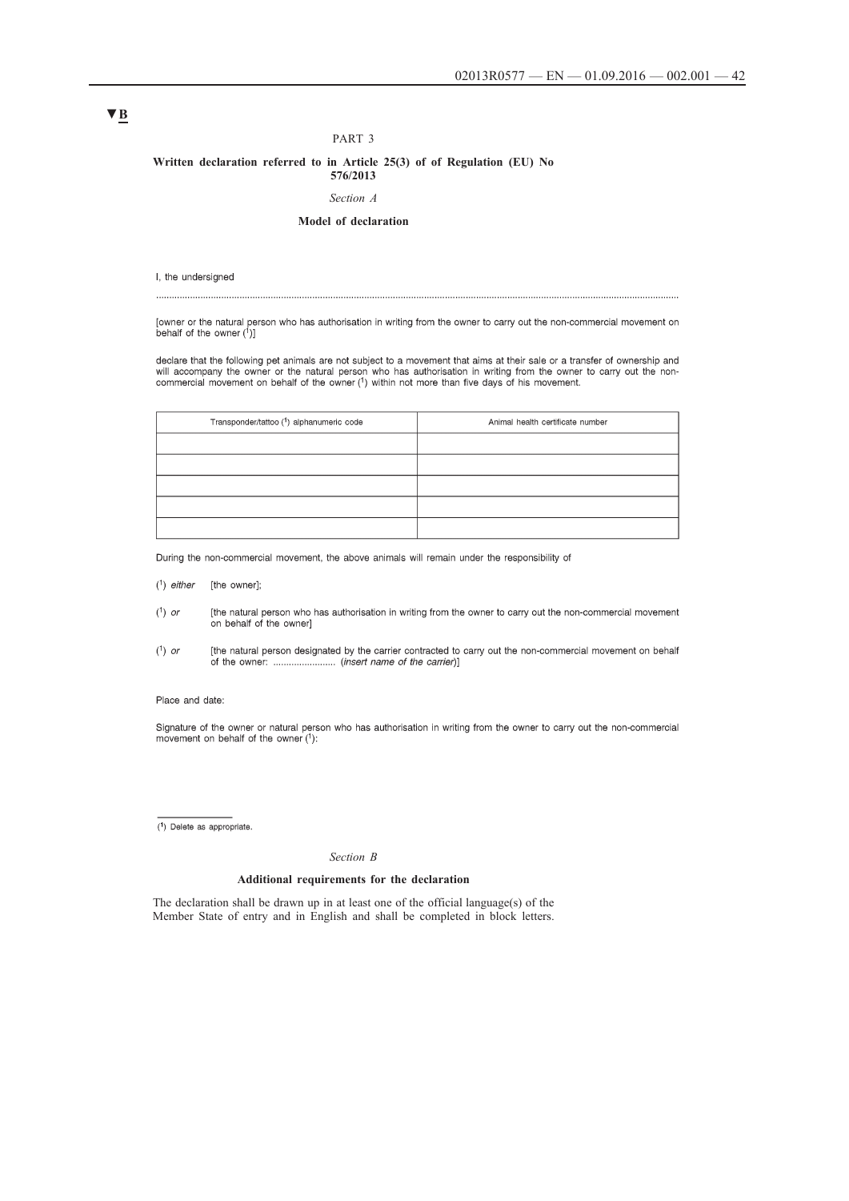▼B

PART 3

**Written declaration referred to in Article 25(3) of of Regulation (EU) No 576/2013**

*Section A*

**Model of declaration**

I, the undersigned

......................................................................................................................................................................................................

[owner or the natural person who has authorisation in writing from the owner to carry out the non-commercial movement on behalf of the owner (1)]

declare that the following pet animals are not subject to a movement that aims at their sale or a transfer of ownership and will accompany the owner or the natural person who has authorisation in writing from the owner to carry out the non-commercial movement on behalf of the owner (1) within not more than five days of his movement.

| Transponder/tattoo (1) alphanumeric code | Animal health certificate number |
|---|---|
| | |
| | |
| | |
| | |
| | |

During the non-commercial movement, the above animals will remain under the responsibility of

(1) *either* [the owner];

(1) *or* [the natural person who has authorisation in writing from the owner to carry out the non-commercial movement on behalf of the owner]

(1) *or* [the natural person designated by the carrier contracted to carry out the non-commercial movement on behalf of the owner: ........................ (*insert name of the carrier*)]

Place and date:

Signature of the owner or natural person who has authorisation in writing from the owner to carry out the non-commercial movement on behalf of the owner (1):

(1) Delete as appropriate.

*Section B*

**Additional requirements for the declaration**

The declaration shall be drawn up in at least one of the official language(s) of the Member State of entry and in English and shall be completed in block letters.